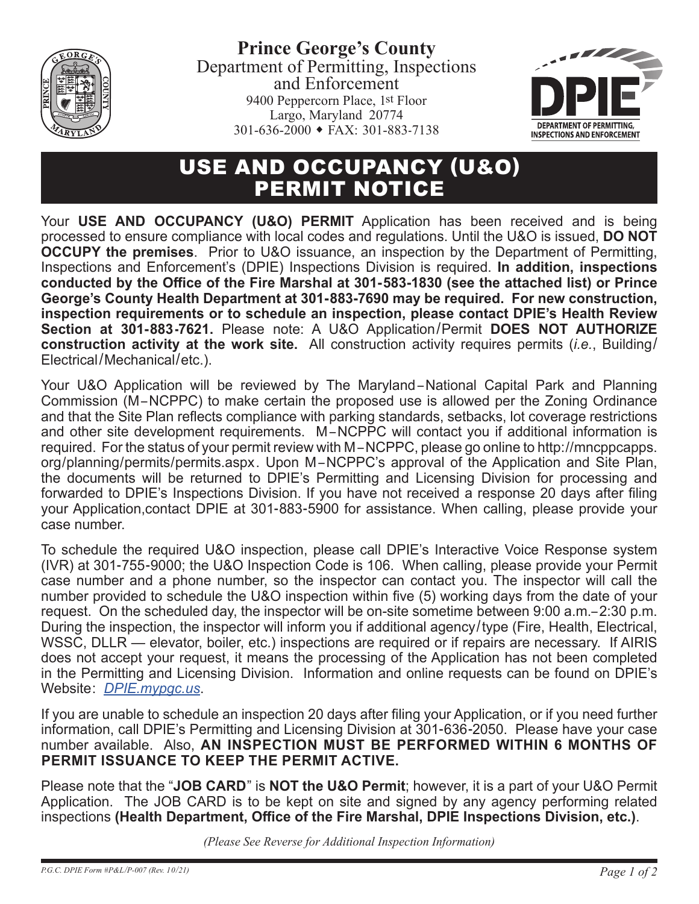**Prince George's County**
Department of Permitting, Inspections and Enforcement
9400 Peppercorn Place, 1st Floor
Largo, Maryland 20774
301-636-2000 ◆ FAX: 301-883-7138

# USE AND OCCUPANCY (U&O) PERMIT NOTICE

Your **USE AND OCCUPANCY (U&O) PERMIT** Application has been received and is being processed to ensure compliance with local codes and regulations. Until the U&O is issued, **DO NOT OCCUPY the premises**. Prior to U&O issuance, an inspection by the Department of Permitting, Inspections and Enforcement's (DPIE) Inspections Division is required. **In addition, inspections conducted by the Office of the Fire Marshal at 301-583-1830 (see the attached list) or Prince George's County Health Department at 301-883-7690 may be required. For new construction, inspection requirements or to schedule an inspection, please contact DPIE's Health Review Section at 301-883-7621.** Please note: A U&O Application/Permit **DOES NOT AUTHORIZE construction activity at the work site.** All construction activity requires permits (*i.e.*, Building/Electrical/Mechanical/etc.).

Your U&O Application will be reviewed by The Maryland–National Capital Park and Planning Commission (M–NCPPC) to make certain the proposed use is allowed per the Zoning Ordinance and that the Site Plan reflects compliance with parking standards, setbacks, lot coverage restrictions and other site development requirements. M–NCPPC will contact you if additional information is required. For the status of your permit review with M–NCPPC, please go online to http://mncppcapps.org/planning/permits/permits.aspx. Upon M–NCPPC's approval of the Application and Site Plan, the documents will be returned to DPIE's Permitting and Licensing Division for processing and forwarded to DPIE's Inspections Division. If you have not received a response 20 days after filing your Application,contact DPIE at 301-883-5900 for assistance. When calling, please provide your case number.

To schedule the required U&O inspection, please call DPIE's Interactive Voice Response system (IVR) at 301-755-9000; the U&O Inspection Code is 106. When calling, please provide your Permit case number and a phone number, so the inspector can contact you. The inspector will call the number provided to schedule the U&O inspection within five (5) working days from the date of your request. On the scheduled day, the inspector will be on-site sometime between 9:00 a.m.–2:30 p.m. During the inspection, the inspector will inform you if additional agency/type (Fire, Health, Electrical, WSSC, DLLR — elevator, boiler, etc.) inspections are required or if repairs are necessary. If AIRIS does not accept your request, it means the processing of the Application has not been completed in the Permitting and Licensing Division. Information and online requests can be found on DPIE's Website: *DPIE.mypgc.us*.

If you are unable to schedule an inspection 20 days after filing your Application, or if you need further information, call DPIE's Permitting and Licensing Division at 301-636-2050. Please have your case number available. Also, **AN INSPECTION MUST BE PERFORMED WITHIN 6 MONTHS OF PERMIT ISSUANCE TO KEEP THE PERMIT ACTIVE.**

Please note that the "**JOB CARD**" is **NOT the U&O Permit**; however, it is a part of your U&O Permit Application. The JOB CARD is to be kept on site and signed by any agency performing related inspections **(Health Department, Office of the Fire Marshal, DPIE Inspections Division, etc.)**.

*(Please See Reverse for Additional Inspection Information)*

*P.G.C. DPIE Form #P&L/P-007 (Rev. 10/21)*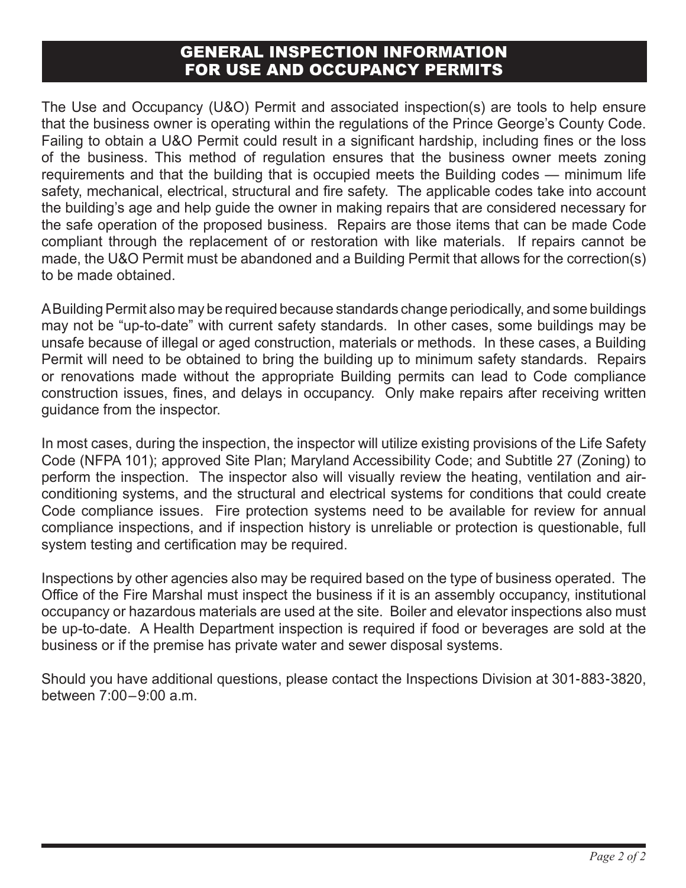# GENERAL INSPECTION INFORMATION FOR USE AND OCCUPANCY PERMITS

The Use and Occupancy (U&O) Permit and associated inspection(s) are tools to help ensure that the business owner is operating within the regulations of the Prince George's County Code. Failing to obtain a U&O Permit could result in a significant hardship, including fines or the loss of the business. This method of regulation ensures that the business owner meets zoning requirements and that the building that is occupied meets the Building codes — minimum life safety, mechanical, electrical, structural and fire safety. The applicable codes take into account the building's age and help guide the owner in making repairs that are considered necessary for the safe operation of the proposed business. Repairs are those items that can be made Code compliant through the replacement of or restoration with like materials. If repairs cannot be made, the U&O Permit must be abandoned and a Building Permit that allows for the correction(s) to be made obtained.

A Building Permit also may be required because standards change periodically, and some buildings may not be "up-to-date" with current safety standards. In other cases, some buildings may be unsafe because of illegal or aged construction, materials or methods. In these cases, a Building Permit will need to be obtained to bring the building up to minimum safety standards. Repairs or renovations made without the appropriate Building permits can lead to Code compliance construction issues, fines, and delays in occupancy. Only make repairs after receiving written guidance from the inspector.

In most cases, during the inspection, the inspector will utilize existing provisions of the Life Safety Code (NFPA 101); approved Site Plan; Maryland Accessibility Code; and Subtitle 27 (Zoning) to perform the inspection. The inspector also will visually review the heating, ventilation and air-conditioning systems, and the structural and electrical systems for conditions that could create Code compliance issues. Fire protection systems need to be available for review for annual compliance inspections, and if inspection history is unreliable or protection is questionable, full system testing and certification may be required.

Inspections by other agencies also may be required based on the type of business operated. The Office of the Fire Marshal must inspect the business if it is an assembly occupancy, institutional occupancy or hazardous materials are used at the site. Boiler and elevator inspections also must be up-to-date. A Health Department inspection is required if food or beverages are sold at the business or if the premise has private water and sewer disposal systems.

Should you have additional questions, please contact the Inspections Division at 301-883-3820, between 7:00 – 9:00 a.m.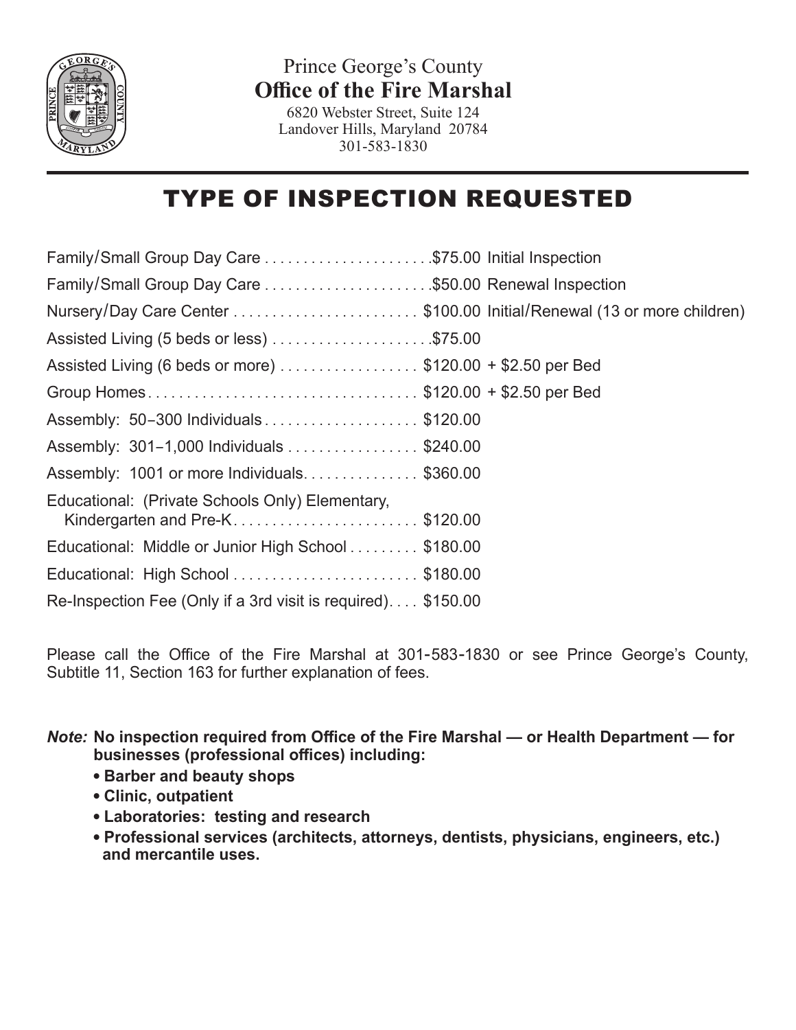Prince George's County
**Office of the Fire Marshal**
6820 Webster Street, Suite 124
Landover Hills, Maryland 20784
301-583-1830

# TYPE OF INSPECTION REQUESTED

| | | |
|---|---|---|
| Family/Small Group Day Care | $75.00 | Initial Inspection |
| Family/Small Group Day Care | $50.00 | Renewal Inspection |
| Nursery/Day Care Center | $100.00 | Initial/Renewal (13 or more children) |
| Assisted Living (5 beds or less) | $75.00 | |
| Assisted Living (6 beds or more) | $120.00 | + $2.50 per Bed |
| Group Homes | $120.00 | + $2.50 per Bed |
| Assembly: 50–300 Individuals | $120.00 | |
| Assembly: 301–1,000 Individuals | $240.00 | |
| Assembly: 1001 or more Individuals | $360.00 | |
| Educational: (Private Schools Only) Elementary, Kindergarten and Pre-K | $120.00 | |
| Educational: Middle or Junior High School | $180.00 | |
| Educational: High School | $180.00 | |
| Re-Inspection Fee (Only if a 3rd visit is required) | $150.00 | |

Please call the Office of the Fire Marshal at 301-583-1830 or see Prince George's County, Subtitle 11, Section 163 for further explanation of fees.

***Note:*** **No inspection required from Office of the Fire Marshal — or Health Department — for businesses (professional offices) including:**

- **Barber and beauty shops**
- **Clinic, outpatient**
- **Laboratories: testing and research**
- **Professional services (architects, attorneys, dentists, physicians, engineers, etc.) and mercantile uses.**